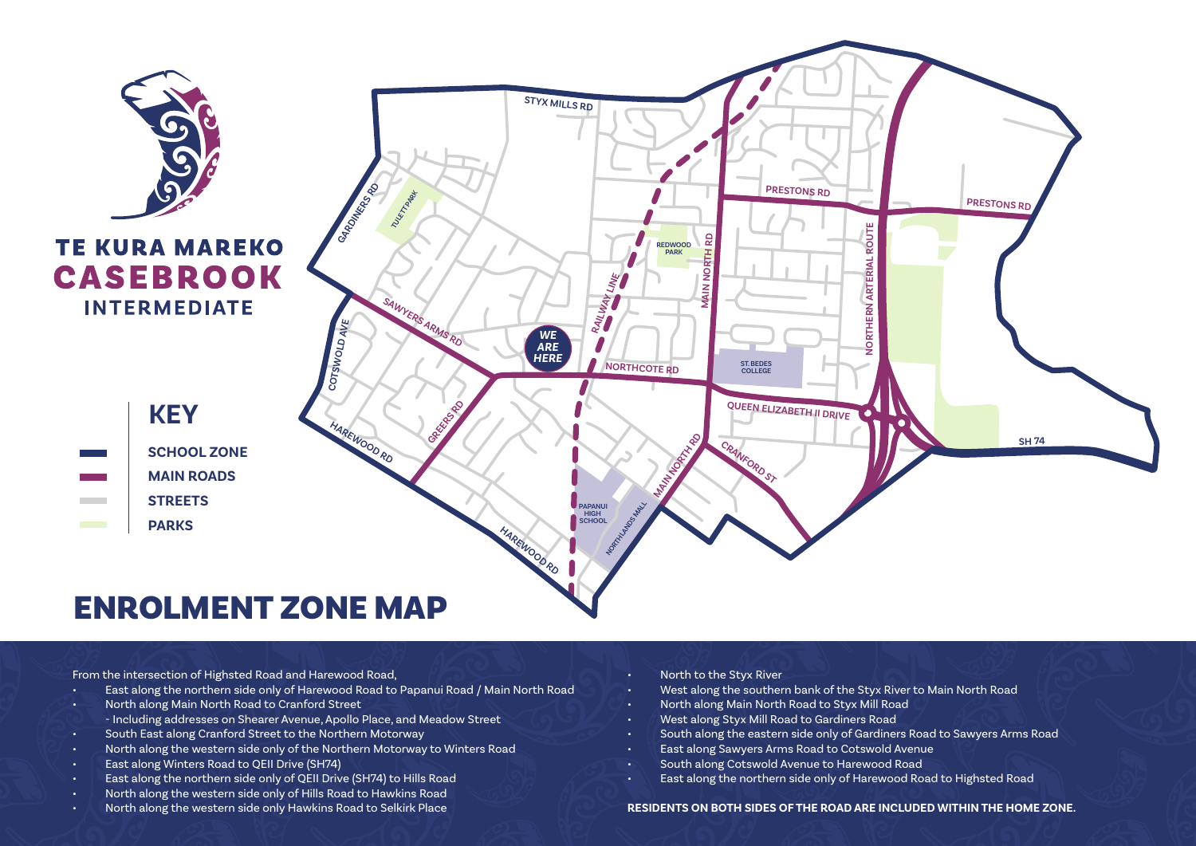# TE KURA MAREKO CASEBROOK INTERMEDIATE

## KEY

- SCHOOL ZONE
- MAIN ROADS
- STREETS
- PARKS

# ENROLMENT ZONE MAP

From the intersection of Highsted Road and Harewood Road,

- East along the northern side only of Harewood Road to Papanui Road / Main North Road
- North along Main North Road to Cranford Street
  - Including addresses on Shearer Avenue, Apollo Place, and Meadow Street
- South East along Cranford Street to the Northern Motorway
- North along the western side only of the Northern Motorway to Winters Road
- East along Winters Road to QEII Drive (SH74)
- East along the northern side only of QEII Drive (SH74) to Hills Road
- North along the western side only of Hills Road to Hawkins Road
- North along the western side only Hawkins Road to Selkirk Place
- North to the Styx River
- West along the southern bank of the Styx River to Main North Road
- North along Main North Road to Styx Mill Road
- West along Styx Mill Road to Gardiners Road
- South along the eastern side only of Gardiners Road to Sawyers Arms Road
- East along Sawyers Arms Road to Cotswold Avenue
- South along Cotswold Avenue to Harewood Road
- East along the northern side only of Harewood Road to Highsted Road

**RESIDENTS ON BOTH SIDES OF THE ROAD ARE INCLUDED WITHIN THE HOME ZONE.**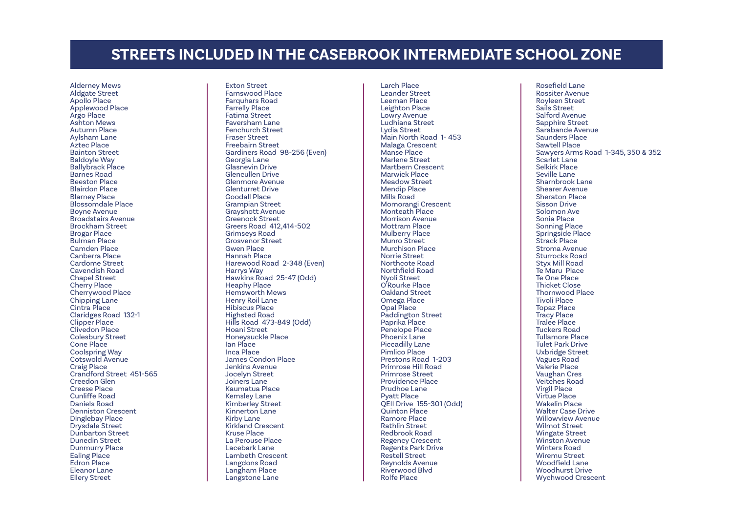# STREETS INCLUDED IN THE CASEBROOK INTERMEDIATE SCHOOL ZONE

Alderney Mews
Aldgate Street
Apollo Place
Applewood Place
Argo Place
Ashton Mews
Autumn Place
Aylsham Lane
Aztec Place
Bainton Street
Baldoyle Way
Ballybrack Place
Barnes Road
Beeston Place
Blairdon Place
Blarney Place
Blossomdale Place
Boyne Avenue
Broadstairs Avenue
Brockham Street
Brogar Place
Bulman Place
Camden Place
Canberra Place
Cardome Street
Cavendish Road
Chapel Street
Cherry Place
Cherrywood Place
Chipping Lane
Cintra Place
Claridges Road 132-1
Clipper Place
Clivedon Place
Colesbury Street
Cone Place
Coolspring Way
Cotswold Avenue
Craig Place
Crandford Street 451-565
Creedon Glen
Creese Place
Cunliffe Road
Daniels Road
Denniston Crescent
Dinglebay Place
Drysdale Street
Dunbarton Street
Dunedin Street
Dunmurry Place
Ealing Place
Edron Place
Eleanor Lane
Ellery Street

Exton Street
Farnswood Place
Farquhars Road
Farrelly Place
Fatima Street
Faversham Lane
Fenchurch Street
Fraser Street
Freebairn Street
Gardiners Road 98-256 (Even)
Georgia Lane
Glasnevin Drive
Glencullen Drive
Glenmore Avenue
Glenturret Drive
Goodall Place
Grampian Street
Grayshott Avenue
Greenock Street
Greers Road 412,414-502
Grimseys Road
Grosvenor Street
Gwen Place
Hannah Place
Harewood Road 2-348 (Even)
Harrys Way
Hawkins Road 25-47 (Odd)
Heaphy Place
Hemsworth Mews
Henry Roil Lane
Hibiscus Place
Highsted Road
Hills Road 473-849 (Odd)
Hoani Street
Honeysuckle Place
Ian Place
Inca Place
James Condon Place
Jenkins Avenue
Jocelyn Street
Joiners Lane
Kaumatua Place
Kemsley Lane
Kimberley Street
Kinnerton Lane
Kirby Lane
Kirkland Crescent
Kruse Place
La Perouse Place
Lacebark Lane
Lambeth Crescent
Langdons Road
Langham Place
Langstone Lane

Larch Place
Leander Street
Leeman Place
Leighton Place
Lowry Avenue
Ludhiana Street
Lydia Street
Main North Road 1- 453
Malaga Crescent
Manse Place
Marlene Street
Martbern Crescent
Marwick Place
Meadow Street
Mendip Place
Mills Road
Momorangi Crescent
Monteath Place
Morrison Avenue
Mottram Place
Mulberry Place
Munro Street
Murchison Place
Norrie Street
Northcote Road
Northfield Road
Nyoli Street
O'Rourke Place
Oakland Street
Omega Place
Opal Place
Paddington Street
Paprika Place
Penelope Place
Phoenix Lane
Piccadilly Lane
Pimlico Place
Prestons Road 1-203
Primrose Hill Road
Primrose Street
Providence Place
Prudhoe Lane
Pyatt Place
QEII Drive 155-301 (Odd)
Quinton Place
Ramore Place
Rathlin Street
Redbrook Road
Regency Crescent
Regents Park Drive
Restell Street
Reynolds Avenue
Riverwood Blvd
Rolfe Place

Rosefield Lane
Rossiter Avenue
Royleen Street
Sails Street
Salford Avenue
Sapphire Street
Sarabande Avenue
Saunders Place
Sawtell Place
Sawyers Arms Road 1-345, 350 & 352
Scarlet Lane
Selkirk Place
Seville Lane
Sharnbrook Lane
Shearer Avenue
Sheraton Place
Sisson Drive
Solomon Ave
Sonia Place
Sonning Place
Springside Place
Strack Place
Stroma Avenue
Sturrocks Road
Styx Mill Road
Te Maru Place
Te One Place
Thicket Close
Thornwood Place
Tivoli Place
Topaz Place
Tracy Place
Tralee Place
Tuckers Road
Tullamore Place
Tulet Park Drive
Uxbridge Street
Vagues Road
Valerie Place
Vaughan Cres
Veitches Road
Virgil Place
Virtue Place
Wakelin Place
Walter Case Drive
Willowview Avenue
Wilmot Street
Wingate Street
Winston Avenue
Winters Road
Wiremu Street
Woodfield Lane
Woodhurst Drive
Wychwood Crescent